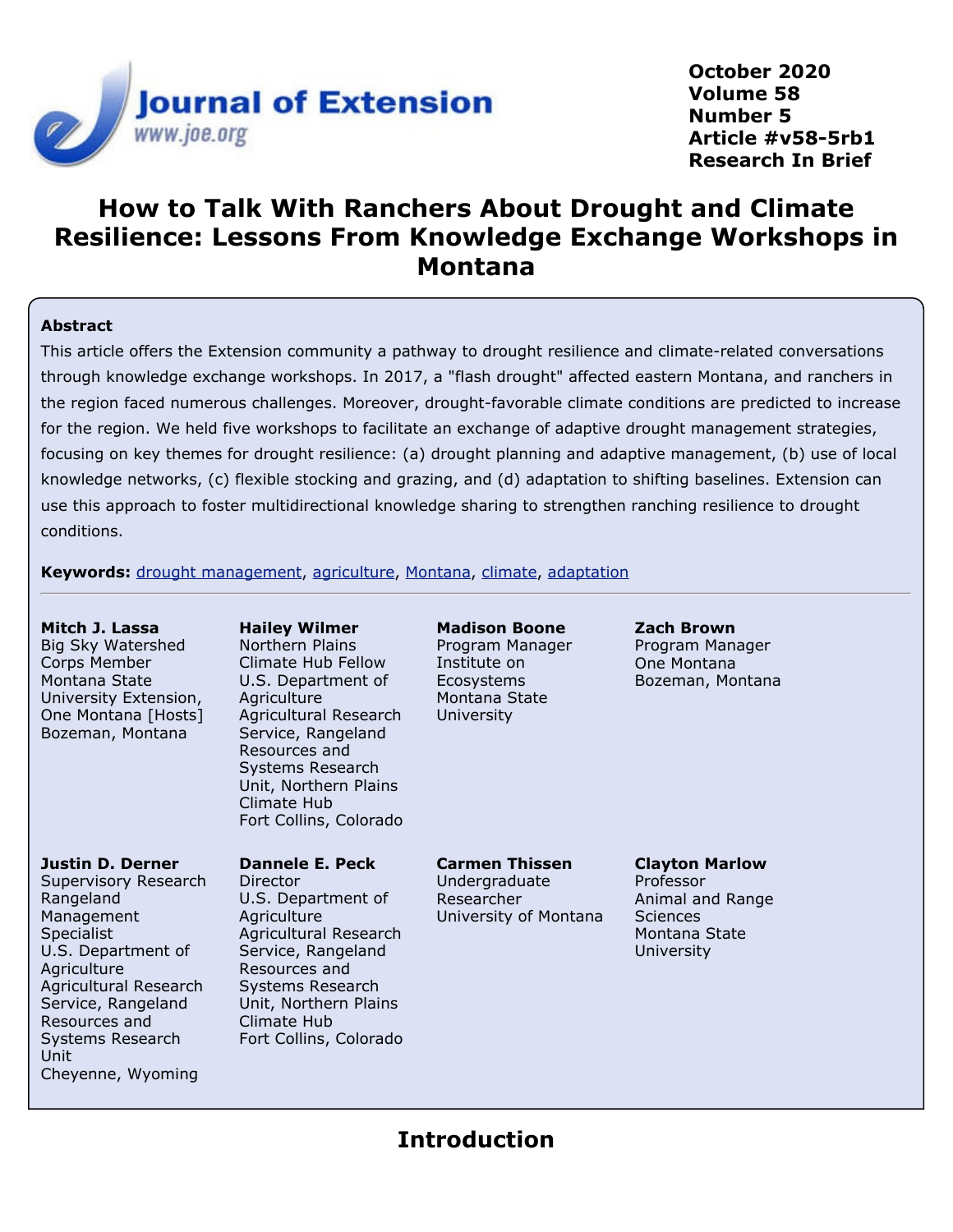October 2020
Volume 58
Number 5
Article #v58-5rb1
Research In Brief

# How to Talk With Ranchers About Drought and Climate Resilience: Lessons From Knowledge Exchange Workshops in Montana

**Abstract**

This article offers the Extension community a pathway to drought resilience and climate-related conversations through knowledge exchange workshops. In 2017, a "flash drought" affected eastern Montana, and ranchers in the region faced numerous challenges. Moreover, drought-favorable climate conditions are predicted to increase for the region. We held five workshops to facilitate an exchange of adaptive drought management strategies, focusing on key themes for drought resilience: (a) drought planning and adaptive management, (b) use of local knowledge networks, (c) flexible stocking and grazing, and (d) adaptation to shifting baselines. Extension can use this approach to foster multidirectional knowledge sharing to strengthen ranching resilience to drought conditions.

**Keywords:** drought management, agriculture, Montana, climate, adaptation

**Mitch J. Lassa**
Big Sky Watershed Corps Member
Montana State University Extension, One Montana [Hosts]
Bozeman, Montana

**Hailey Wilmer**
Northern Plains Climate Hub Fellow
U.S. Department of Agriculture
Agricultural Research Service, Rangeland Resources and Systems Research Unit, Northern Plains Climate Hub
Fort Collins, Colorado

**Madison Boone**
Program Manager
Institute on Ecosystems
Montana State University

**Zach Brown**
Program Manager
One Montana
Bozeman, Montana

**Justin D. Derner**
Supervisory Research Rangeland Management Specialist
U.S. Department of Agriculture
Agricultural Research Service, Rangeland Resources and Systems Research Unit
Cheyenne, Wyoming

**Dannele E. Peck**
Director
U.S. Department of Agriculture
Agricultural Research Service, Rangeland Resources and Systems Research Unit, Northern Plains Climate Hub
Fort Collins, Colorado

**Carmen Thissen**
Undergraduate Researcher
University of Montana

**Clayton Marlow**
Professor
Animal and Range Sciences
Montana State University

## Introduction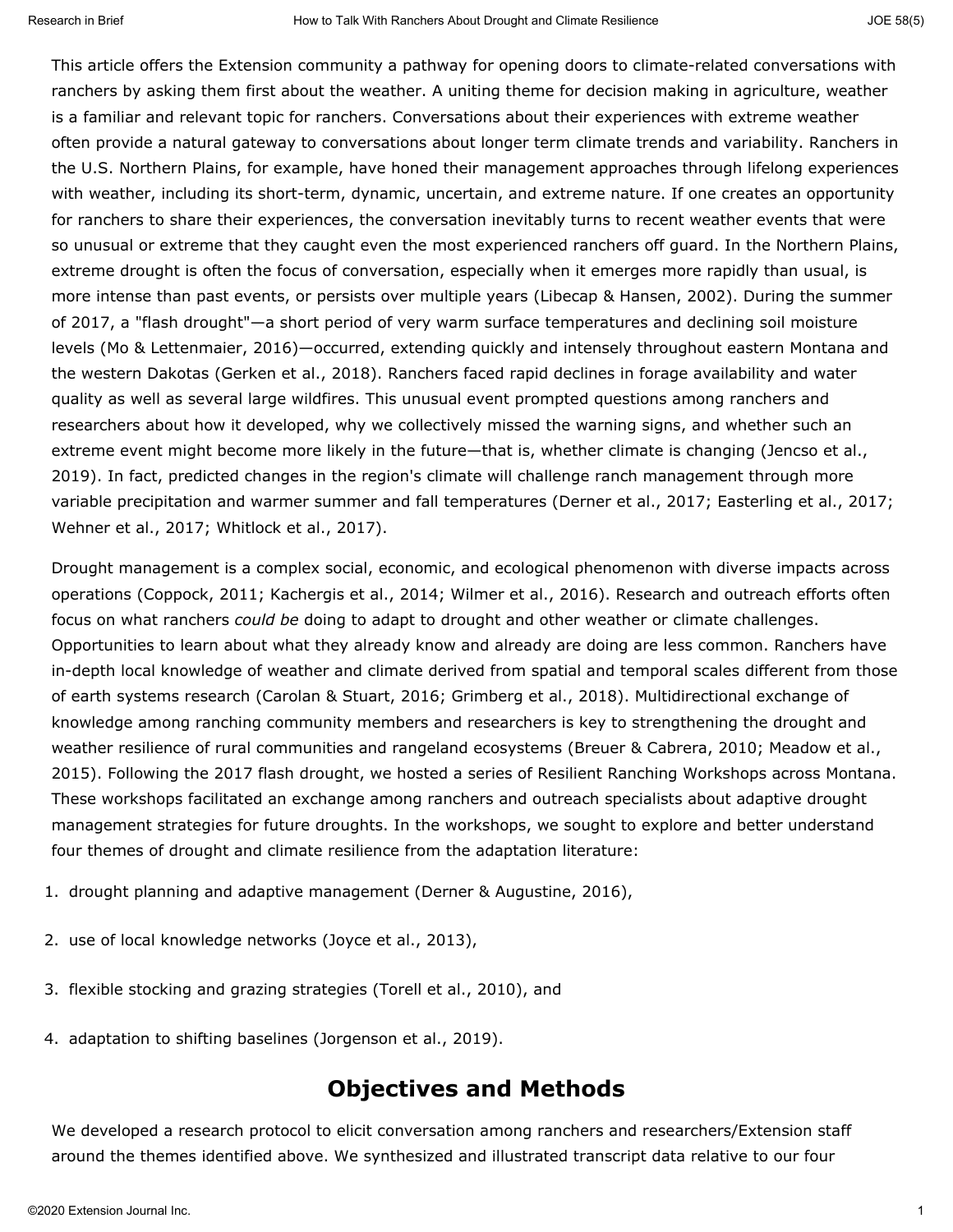This article offers the Extension community a pathway for opening doors to climate-related conversations with ranchers by asking them first about the weather. A uniting theme for decision making in agriculture, weather is a familiar and relevant topic for ranchers. Conversations about their experiences with extreme weather often provide a natural gateway to conversations about longer term climate trends and variability. Ranchers in the U.S. Northern Plains, for example, have honed their management approaches through lifelong experiences with weather, including its short-term, dynamic, uncertain, and extreme nature. If one creates an opportunity for ranchers to share their experiences, the conversation inevitably turns to recent weather events that were so unusual or extreme that they caught even the most experienced ranchers off guard. In the Northern Plains, extreme drought is often the focus of conversation, especially when it emerges more rapidly than usual, is more intense than past events, or persists over multiple years (Libecap & Hansen, 2002). During the summer of 2017, a "flash drought"—a short period of very warm surface temperatures and declining soil moisture levels (Mo & Lettenmaier, 2016)—occurred, extending quickly and intensely throughout eastern Montana and the western Dakotas (Gerken et al., 2018). Ranchers faced rapid declines in forage availability and water quality as well as several large wildfires. This unusual event prompted questions among ranchers and researchers about how it developed, why we collectively missed the warning signs, and whether such an extreme event might become more likely in the future—that is, whether climate is changing (Jencso et al., 2019). In fact, predicted changes in the region's climate will challenge ranch management through more variable precipitation and warmer summer and fall temperatures (Derner et al., 2017; Easterling et al., 2017; Wehner et al., 2017; Whitlock et al., 2017).

Drought management is a complex social, economic, and ecological phenomenon with diverse impacts across operations (Coppock, 2011; Kachergis et al., 2014; Wilmer et al., 2016). Research and outreach efforts often focus on what ranchers *could be* doing to adapt to drought and other weather or climate challenges. Opportunities to learn about what they already know and already are doing are less common. Ranchers have in-depth local knowledge of weather and climate derived from spatial and temporal scales different from those of earth systems research (Carolan & Stuart, 2016; Grimberg et al., 2018). Multidirectional exchange of knowledge among ranching community members and researchers is key to strengthening the drought and weather resilience of rural communities and rangeland ecosystems (Breuer & Cabrera, 2010; Meadow et al., 2015). Following the 2017 flash drought, we hosted a series of Resilient Ranching Workshops across Montana. These workshops facilitated an exchange among ranchers and outreach specialists about adaptive drought management strategies for future droughts. In the workshops, we sought to explore and better understand four themes of drought and climate resilience from the adaptation literature:

1. drought planning and adaptive management (Derner & Augustine, 2016),
2. use of local knowledge networks (Joyce et al., 2013),
3. flexible stocking and grazing strategies (Torell et al., 2010), and
4. adaptation to shifting baselines (Jorgenson et al., 2019).

## Objectives and Methods

We developed a research protocol to elicit conversation among ranchers and researchers/Extension staff around the themes identified above. We synthesized and illustrated transcript data relative to our four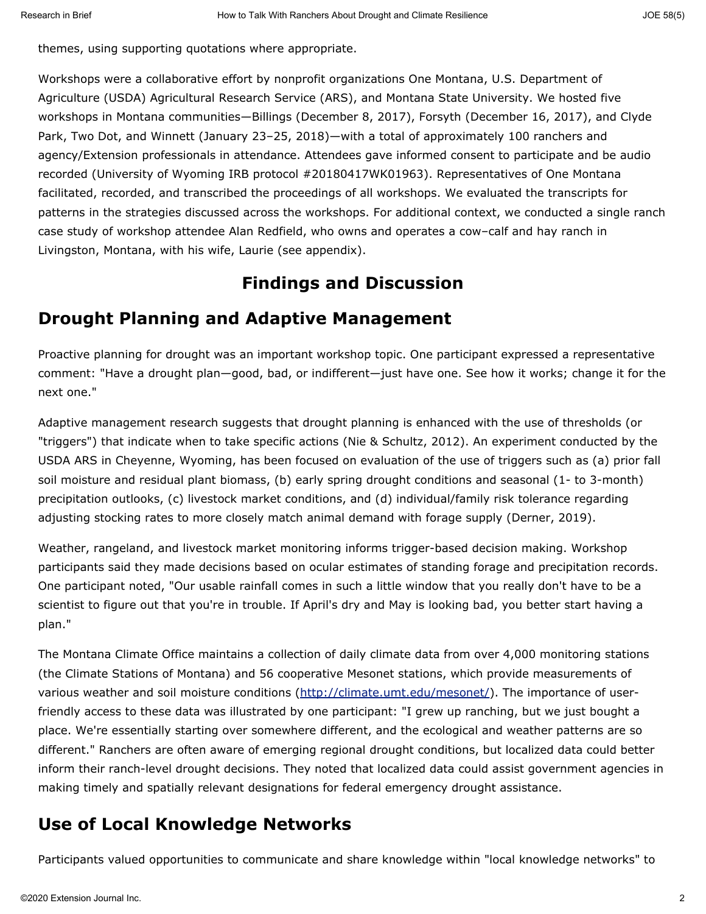themes, using supporting quotations where appropriate.

Workshops were a collaborative effort by nonprofit organizations One Montana, U.S. Department of Agriculture (USDA) Agricultural Research Service (ARS), and Montana State University. We hosted five workshops in Montana communities—Billings (December 8, 2017), Forsyth (December 16, 2017), and Clyde Park, Two Dot, and Winnett (January 23–25, 2018)—with a total of approximately 100 ranchers and agency/Extension professionals in attendance. Attendees gave informed consent to participate and be audio recorded (University of Wyoming IRB protocol #20180417WK01963). Representatives of One Montana facilitated, recorded, and transcribed the proceedings of all workshops. We evaluated the transcripts for patterns in the strategies discussed across the workshops. For additional context, we conducted a single ranch case study of workshop attendee Alan Redfield, who owns and operates a cow–calf and hay ranch in Livingston, Montana, with his wife, Laurie (see appendix).

# Findings and Discussion

## Drought Planning and Adaptive Management

Proactive planning for drought was an important workshop topic. One participant expressed a representative comment: "Have a drought plan—good, bad, or indifferent—just have one. See how it works; change it for the next one."

Adaptive management research suggests that drought planning is enhanced with the use of thresholds (or "triggers") that indicate when to take specific actions (Nie & Schultz, 2012). An experiment conducted by the USDA ARS in Cheyenne, Wyoming, has been focused on evaluation of the use of triggers such as (a) prior fall soil moisture and residual plant biomass, (b) early spring drought conditions and seasonal (1- to 3-month) precipitation outlooks, (c) livestock market conditions, and (d) individual/family risk tolerance regarding adjusting stocking rates to more closely match animal demand with forage supply (Derner, 2019).

Weather, rangeland, and livestock market monitoring informs trigger-based decision making. Workshop participants said they made decisions based on ocular estimates of standing forage and precipitation records. One participant noted, "Our usable rainfall comes in such a little window that you really don't have to be a scientist to figure out that you're in trouble. If April's dry and May is looking bad, you better start having a plan."

The Montana Climate Office maintains a collection of daily climate data from over 4,000 monitoring stations (the Climate Stations of Montana) and 56 cooperative Mesonet stations, which provide measurements of various weather and soil moisture conditions (http://climate.umt.edu/mesonet/). The importance of user-friendly access to these data was illustrated by one participant: "I grew up ranching, but we just bought a place. We're essentially starting over somewhere different, and the ecological and weather patterns are so different." Ranchers are often aware of emerging regional drought conditions, but localized data could better inform their ranch-level drought decisions. They noted that localized data could assist government agencies in making timely and spatially relevant designations for federal emergency drought assistance.

## Use of Local Knowledge Networks

Participants valued opportunities to communicate and share knowledge within "local knowledge networks" to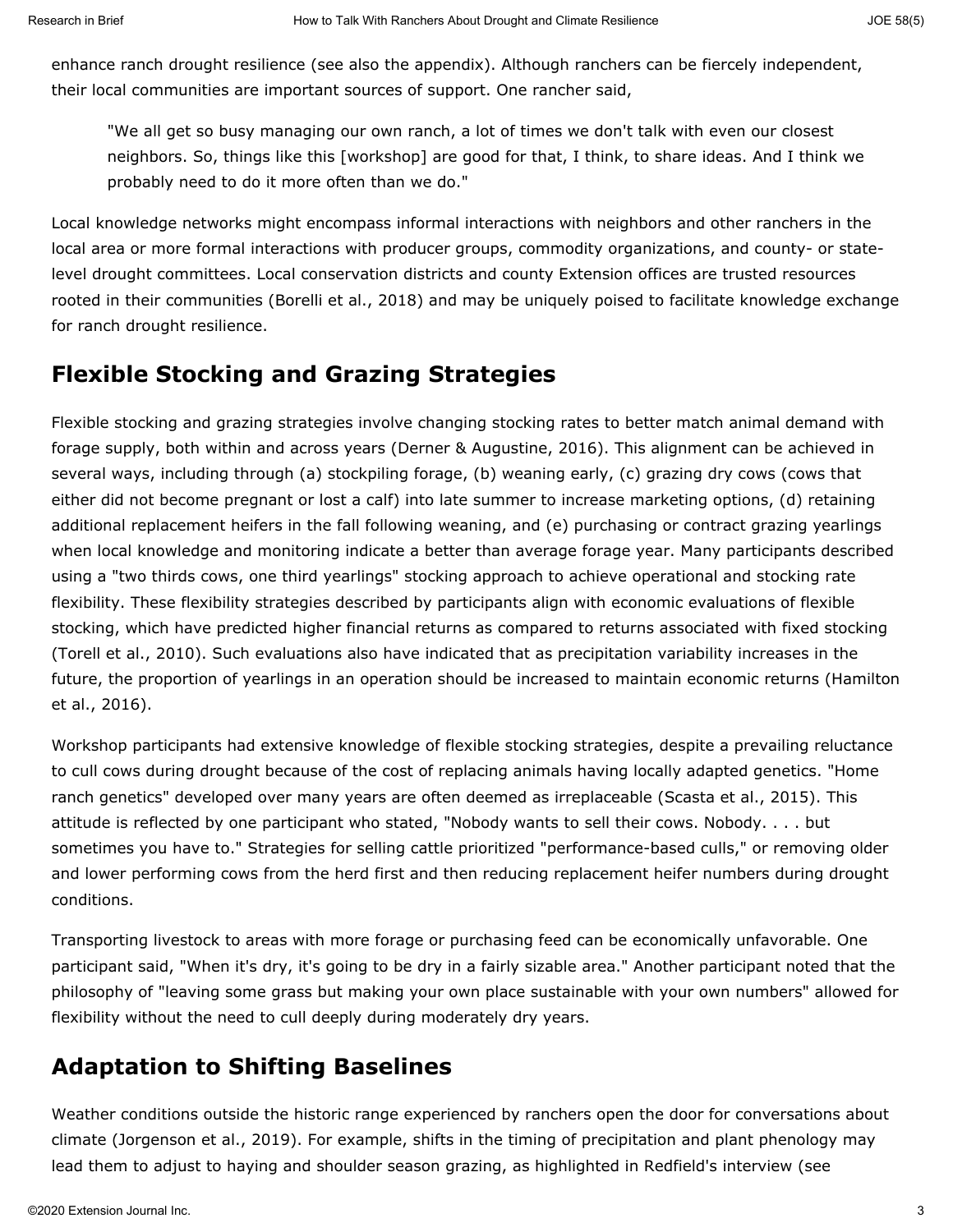enhance ranch drought resilience (see also the appendix). Although ranchers can be fiercely independent, their local communities are important sources of support. One rancher said,

> "We all get so busy managing our own ranch, a lot of times we don't talk with even our closest neighbors. So, things like this [workshop] are good for that, I think, to share ideas. And I think we probably need to do it more often than we do."

Local knowledge networks might encompass informal interactions with neighbors and other ranchers in the local area or more formal interactions with producer groups, commodity organizations, and county- or state-level drought committees. Local conservation districts and county Extension offices are trusted resources rooted in their communities (Borelli et al., 2018) and may be uniquely poised to facilitate knowledge exchange for ranch drought resilience.

## Flexible Stocking and Grazing Strategies

Flexible stocking and grazing strategies involve changing stocking rates to better match animal demand with forage supply, both within and across years (Derner & Augustine, 2016). This alignment can be achieved in several ways, including through (a) stockpiling forage, (b) weaning early, (c) grazing dry cows (cows that either did not become pregnant or lost a calf) into late summer to increase marketing options, (d) retaining additional replacement heifers in the fall following weaning, and (e) purchasing or contract grazing yearlings when local knowledge and monitoring indicate a better than average forage year. Many participants described using a "two thirds cows, one third yearlings" stocking approach to achieve operational and stocking rate flexibility. These flexibility strategies described by participants align with economic evaluations of flexible stocking, which have predicted higher financial returns as compared to returns associated with fixed stocking (Torell et al., 2010). Such evaluations also have indicated that as precipitation variability increases in the future, the proportion of yearlings in an operation should be increased to maintain economic returns (Hamilton et al., 2016).

Workshop participants had extensive knowledge of flexible stocking strategies, despite a prevailing reluctance to cull cows during drought because of the cost of replacing animals having locally adapted genetics. "Home ranch genetics" developed over many years are often deemed as irreplaceable (Scasta et al., 2015). This attitude is reflected by one participant who stated, "Nobody wants to sell their cows. Nobody. . . . but sometimes you have to." Strategies for selling cattle prioritized "performance-based culls," or removing older and lower performing cows from the herd first and then reducing replacement heifer numbers during drought conditions.

Transporting livestock to areas with more forage or purchasing feed can be economically unfavorable. One participant said, "When it's dry, it's going to be dry in a fairly sizable area." Another participant noted that the philosophy of "leaving some grass but making your own place sustainable with your own numbers" allowed for flexibility without the need to cull deeply during moderately dry years.

## Adaptation to Shifting Baselines

Weather conditions outside the historic range experienced by ranchers open the door for conversations about climate (Jorgenson et al., 2019). For example, shifts in the timing of precipitation and plant phenology may lead them to adjust to haying and shoulder season grazing, as highlighted in Redfield's interview (see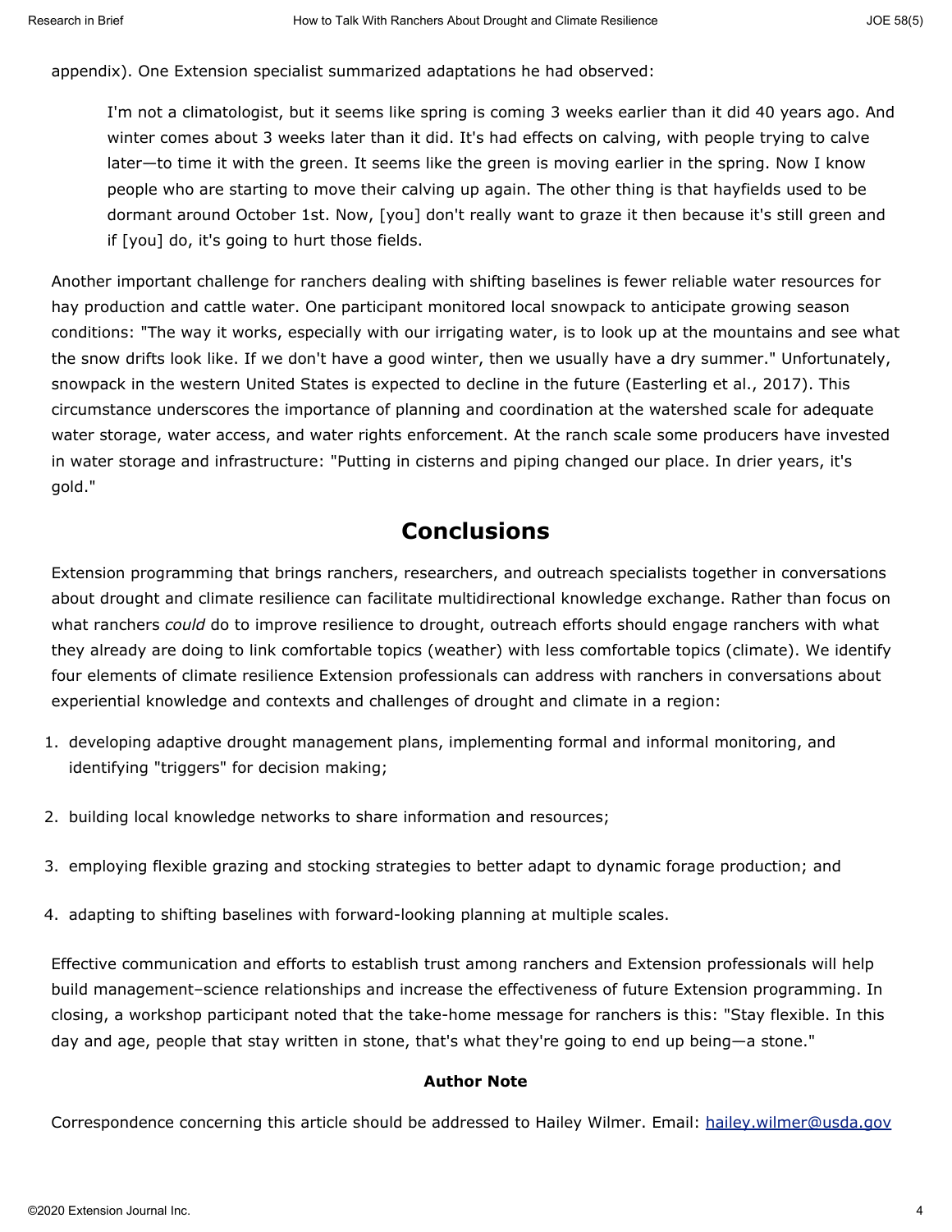appendix). One Extension specialist summarized adaptations he had observed:

> I'm not a climatologist, but it seems like spring is coming 3 weeks earlier than it did 40 years ago. And winter comes about 3 weeks later than it did. It's had effects on calving, with people trying to calve later—to time it with the green. It seems like the green is moving earlier in the spring. Now I know people who are starting to move their calving up again. The other thing is that hayfields used to be dormant around October 1st. Now, [you] don't really want to graze it then because it's still green and if [you] do, it's going to hurt those fields.

Another important challenge for ranchers dealing with shifting baselines is fewer reliable water resources for hay production and cattle water. One participant monitored local snowpack to anticipate growing season conditions: "The way it works, especially with our irrigating water, is to look up at the mountains and see what the snow drifts look like. If we don't have a good winter, then we usually have a dry summer." Unfortunately, snowpack in the western United States is expected to decline in the future (Easterling et al., 2017). This circumstance underscores the importance of planning and coordination at the watershed scale for adequate water storage, water access, and water rights enforcement. At the ranch scale some producers have invested in water storage and infrastructure: "Putting in cisterns and piping changed our place. In drier years, it's gold."

## Conclusions

Extension programming that brings ranchers, researchers, and outreach specialists together in conversations about drought and climate resilience can facilitate multidirectional knowledge exchange. Rather than focus on what ranchers *could* do to improve resilience to drought, outreach efforts should engage ranchers with what they already are doing to link comfortable topics (weather) with less comfortable topics (climate). We identify four elements of climate resilience Extension professionals can address with ranchers in conversations about experiential knowledge and contexts and challenges of drought and climate in a region:

1. developing adaptive drought management plans, implementing formal and informal monitoring, and identifying "triggers" for decision making;
2. building local knowledge networks to share information and resources;
3. employing flexible grazing and stocking strategies to better adapt to dynamic forage production; and
4. adapting to shifting baselines with forward-looking planning at multiple scales.

Effective communication and efforts to establish trust among ranchers and Extension professionals will help build management–science relationships and increase the effectiveness of future Extension programming. In closing, a workshop participant noted that the take-home message for ranchers is this: "Stay flexible. In this day and age, people that stay written in stone, that's what they're going to end up being—a stone."

### Author Note

Correspondence concerning this article should be addressed to Hailey Wilmer. Email: hailey.wilmer@usda.gov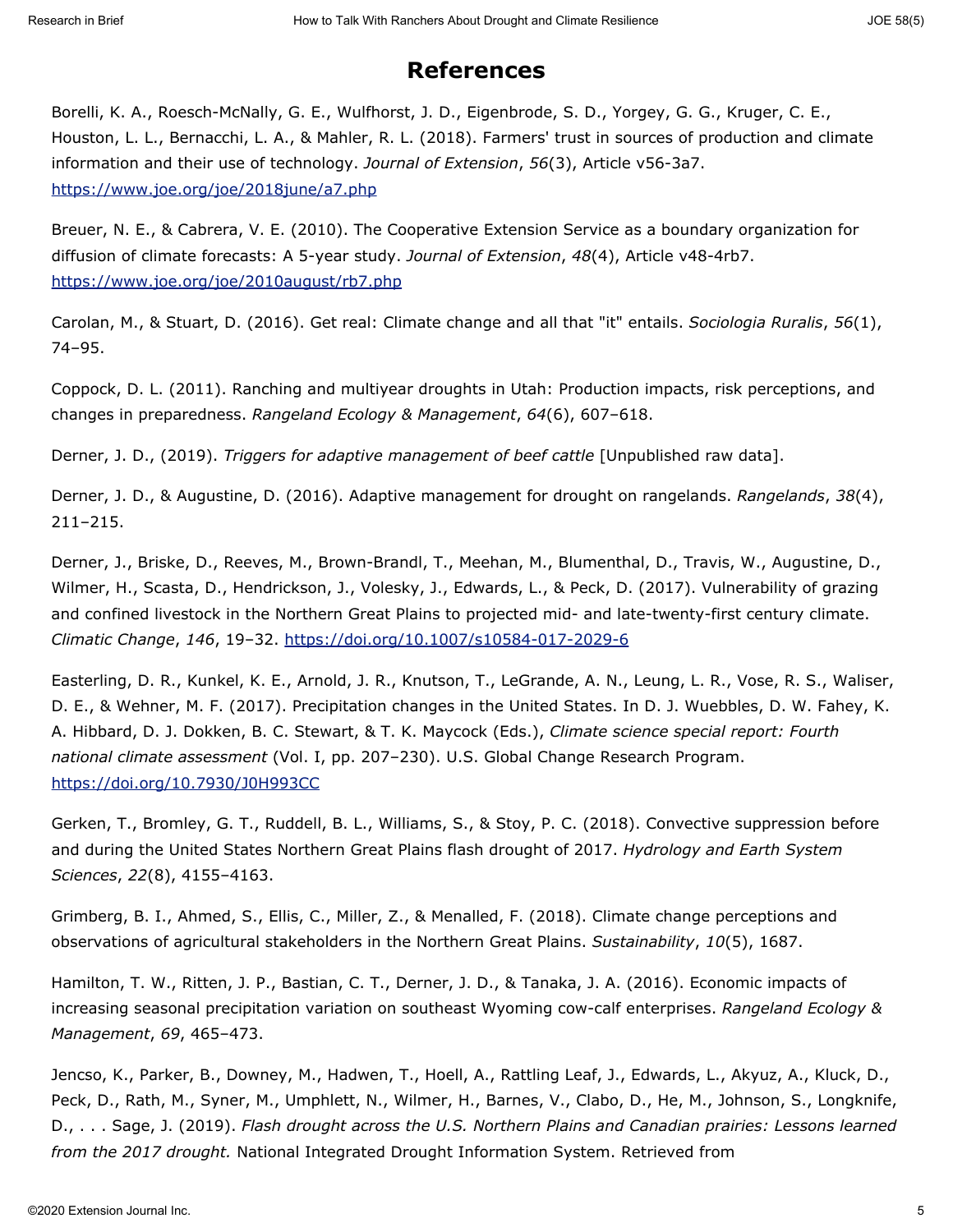# References

Borelli, K. A., Roesch-McNally, G. E., Wulfhorst, J. D., Eigenbrode, S. D., Yorgey, G. G., Kruger, C. E., Houston, L. L., Bernacchi, L. A., & Mahler, R. L. (2018). Farmers' trust in sources of production and climate information and their use of technology. *Journal of Extension*, *56*(3), Article v56-3a7. https://www.joe.org/joe/2018june/a7.php

Breuer, N. E., & Cabrera, V. E. (2010). The Cooperative Extension Service as a boundary organization for diffusion of climate forecasts: A 5-year study. *Journal of Extension*, *48*(4), Article v48-4rb7. https://www.joe.org/joe/2010august/rb7.php

Carolan, M., & Stuart, D. (2016). Get real: Climate change and all that "it" entails. *Sociologia Ruralis*, *56*(1), 74–95.

Coppock, D. L. (2011). Ranching and multiyear droughts in Utah: Production impacts, risk perceptions, and changes in preparedness. *Rangeland Ecology & Management*, *64*(6), 607–618.

Derner, J. D., (2019). *Triggers for adaptive management of beef cattle* [Unpublished raw data].

Derner, J. D., & Augustine, D. (2016). Adaptive management for drought on rangelands. *Rangelands*, *38*(4), 211–215.

Derner, J., Briske, D., Reeves, M., Brown-Brandl, T., Meehan, M., Blumenthal, D., Travis, W., Augustine, D., Wilmer, H., Scasta, D., Hendrickson, J., Volesky, J., Edwards, L., & Peck, D. (2017). Vulnerability of grazing and confined livestock in the Northern Great Plains to projected mid- and late-twenty-first century climate. *Climatic Change*, *146*, 19–32. https://doi.org/10.1007/s10584-017-2029-6

Easterling, D. R., Kunkel, K. E., Arnold, J. R., Knutson, T., LeGrande, A. N., Leung, L. R., Vose, R. S., Waliser, D. E., & Wehner, M. F. (2017). Precipitation changes in the United States. In D. J. Wuebbles, D. W. Fahey, K. A. Hibbard, D. J. Dokken, B. C. Stewart, & T. K. Maycock (Eds.), *Climate science special report: Fourth national climate assessment* (Vol. I, pp. 207–230). U.S. Global Change Research Program. https://doi.org/10.7930/J0H993CC

Gerken, T., Bromley, G. T., Ruddell, B. L., Williams, S., & Stoy, P. C. (2018). Convective suppression before and during the United States Northern Great Plains flash drought of 2017. *Hydrology and Earth System Sciences*, *22*(8), 4155–4163.

Grimberg, B. I., Ahmed, S., Ellis, C., Miller, Z., & Menalled, F. (2018). Climate change perceptions and observations of agricultural stakeholders in the Northern Great Plains. *Sustainability*, *10*(5), 1687.

Hamilton, T. W., Ritten, J. P., Bastian, C. T., Derner, J. D., & Tanaka, J. A. (2016). Economic impacts of increasing seasonal precipitation variation on southeast Wyoming cow-calf enterprises. *Rangeland Ecology & Management*, *69*, 465–473.

Jencso, K., Parker, B., Downey, M., Hadwen, T., Hoell, A., Rattling Leaf, J., Edwards, L., Akyuz, A., Kluck, D., Peck, D., Rath, M., Syner, M., Umphlett, N., Wilmer, H., Barnes, V., Clabo, D., He, M., Johnson, S., Longknife, D., . . . Sage, J. (2019). *Flash drought across the U.S. Northern Plains and Canadian prairies: Lessons learned from the 2017 drought.* National Integrated Drought Information System. Retrieved from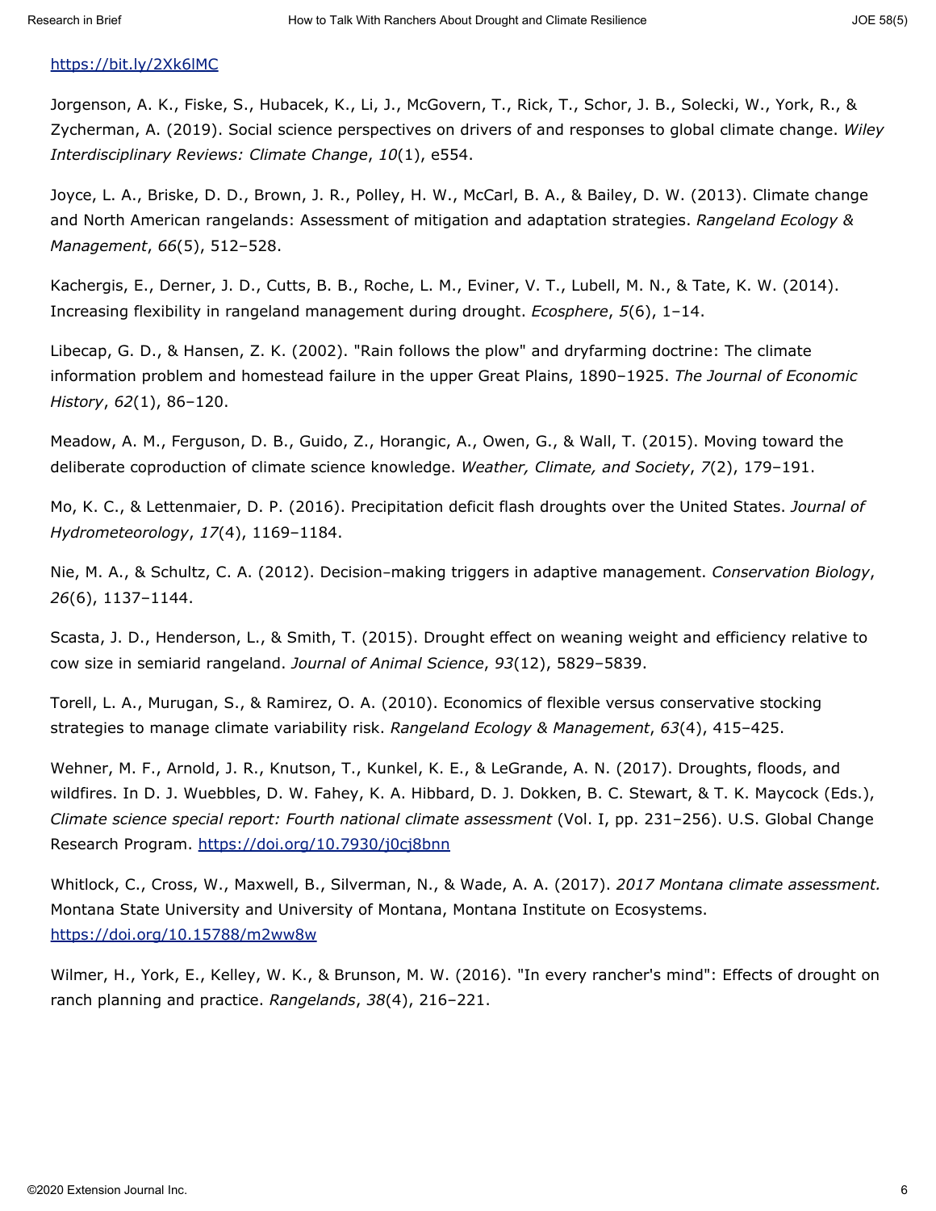https://bit.ly/2Xk6lMC

Jorgenson, A. K., Fiske, S., Hubacek, K., Li, J., McGovern, T., Rick, T., Schor, J. B., Solecki, W., York, R., & Zycherman, A. (2019). Social science perspectives on drivers of and responses to global climate change. *Wiley Interdisciplinary Reviews: Climate Change*, *10*(1), e554.

Joyce, L. A., Briske, D. D., Brown, J. R., Polley, H. W., McCarl, B. A., & Bailey, D. W. (2013). Climate change and North American rangelands: Assessment of mitigation and adaptation strategies. *Rangeland Ecology & Management*, *66*(5), 512–528.

Kachergis, E., Derner, J. D., Cutts, B. B., Roche, L. M., Eviner, V. T., Lubell, M. N., & Tate, K. W. (2014). Increasing flexibility in rangeland management during drought. *Ecosphere*, *5*(6), 1–14.

Libecap, G. D., & Hansen, Z. K. (2002). "Rain follows the plow" and dryfarming doctrine: The climate information problem and homestead failure in the upper Great Plains, 1890–1925. *The Journal of Economic History*, *62*(1), 86–120.

Meadow, A. M., Ferguson, D. B., Guido, Z., Horangic, A., Owen, G., & Wall, T. (2015). Moving toward the deliberate coproduction of climate science knowledge. *Weather, Climate, and Society*, *7*(2), 179–191.

Mo, K. C., & Lettenmaier, D. P. (2016). Precipitation deficit flash droughts over the United States. *Journal of Hydrometeorology*, *17*(4), 1169–1184.

Nie, M. A., & Schultz, C. A. (2012). Decision-making triggers in adaptive management. *Conservation Biology*, *26*(6), 1137–1144.

Scasta, J. D., Henderson, L., & Smith, T. (2015). Drought effect on weaning weight and efficiency relative to cow size in semiarid rangeland. *Journal of Animal Science*, *93*(12), 5829–5839.

Torell, L. A., Murugan, S., & Ramirez, O. A. (2010). Economics of flexible versus conservative stocking strategies to manage climate variability risk. *Rangeland Ecology & Management*, *63*(4), 415–425.

Wehner, M. F., Arnold, J. R., Knutson, T., Kunkel, K. E., & LeGrande, A. N. (2017). Droughts, floods, and wildfires. In D. J. Wuebbles, D. W. Fahey, K. A. Hibbard, D. J. Dokken, B. C. Stewart, & T. K. Maycock (Eds.), *Climate science special report: Fourth national climate assessment* (Vol. I, pp. 231–256). U.S. Global Change Research Program. https://doi.org/10.7930/j0cj8bnn

Whitlock, C., Cross, W., Maxwell, B., Silverman, N., & Wade, A. A. (2017). *2017 Montana climate assessment.* Montana State University and University of Montana, Montana Institute on Ecosystems. https://doi.org/10.15788/m2ww8w

Wilmer, H., York, E., Kelley, W. K., & Brunson, M. W. (2016). "In every rancher's mind": Effects of drought on ranch planning and practice. *Rangelands*, *38*(4), 216–221.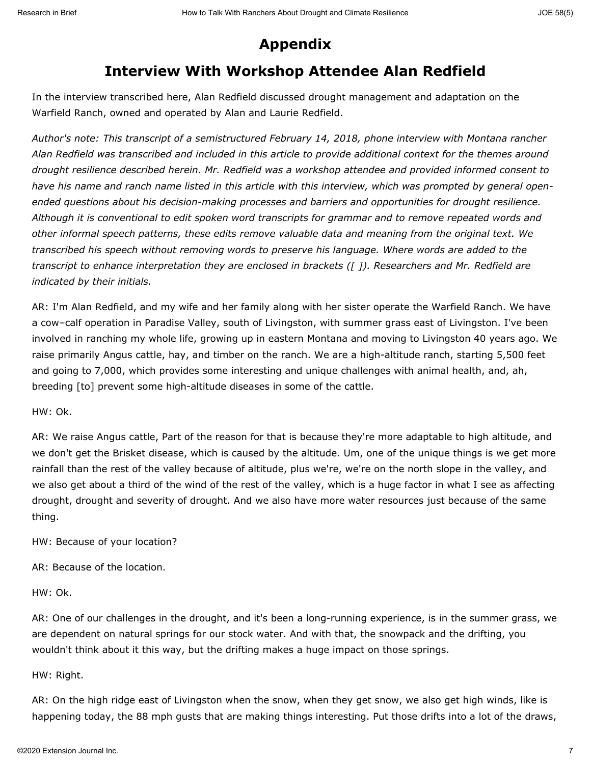# Appendix

## Interview With Workshop Attendee Alan Redfield

In the interview transcribed here, Alan Redfield discussed drought management and adaptation on the Warfield Ranch, owned and operated by Alan and Laurie Redfield.

*Author's note: This transcript of a semistructured February 14, 2018, phone interview with Montana rancher Alan Redfield was transcribed and included in this article to provide additional context for the themes around drought resilience described herein. Mr. Redfield was a workshop attendee and provided informed consent to have his name and ranch name listed in this article with this interview, which was prompted by general open-ended questions about his decision-making processes and barriers and opportunities for drought resilience. Although it is conventional to edit spoken word transcripts for grammar and to remove repeated words and other informal speech patterns, these edits remove valuable data and meaning from the original text. We transcribed his speech without removing words to preserve his language. Where words are added to the transcript to enhance interpretation they are enclosed in brackets ([ ]). Researchers and Mr. Redfield are indicated by their initials.*

AR: I'm Alan Redfield, and my wife and her family along with her sister operate the Warfield Ranch. We have a cow–calf operation in Paradise Valley, south of Livingston, with summer grass east of Livingston. I've been involved in ranching my whole life, growing up in eastern Montana and moving to Livingston 40 years ago. We raise primarily Angus cattle, hay, and timber on the ranch. We are a high-altitude ranch, starting 5,500 feet and going to 7,000, which provides some interesting and unique challenges with animal health, and, ah, breeding [to] prevent some high-altitude diseases in some of the cattle.

HW: Ok.

AR: We raise Angus cattle, Part of the reason for that is because they're more adaptable to high altitude, and we don't get the Brisket disease, which is caused by the altitude. Um, one of the unique things is we get more rainfall than the rest of the valley because of altitude, plus we're, we're on the north slope in the valley, and we also get about a third of the wind of the rest of the valley, which is a huge factor in what I see as affecting drought, drought and severity of drought. And we also have more water resources just because of the same thing.

HW: Because of your location?

AR: Because of the location.

HW: Ok.

AR: One of our challenges in the drought, and it's been a long-running experience, is in the summer grass, we are dependent on natural springs for our stock water. And with that, the snowpack and the drifting, you wouldn't think about it this way, but the drifting makes a huge impact on those springs.

HW: Right.

AR: On the high ridge east of Livingston when the snow, when they get snow, we also get high winds, like is happening today, the 88 mph gusts that are making things interesting. Put those drifts into a lot of the draws,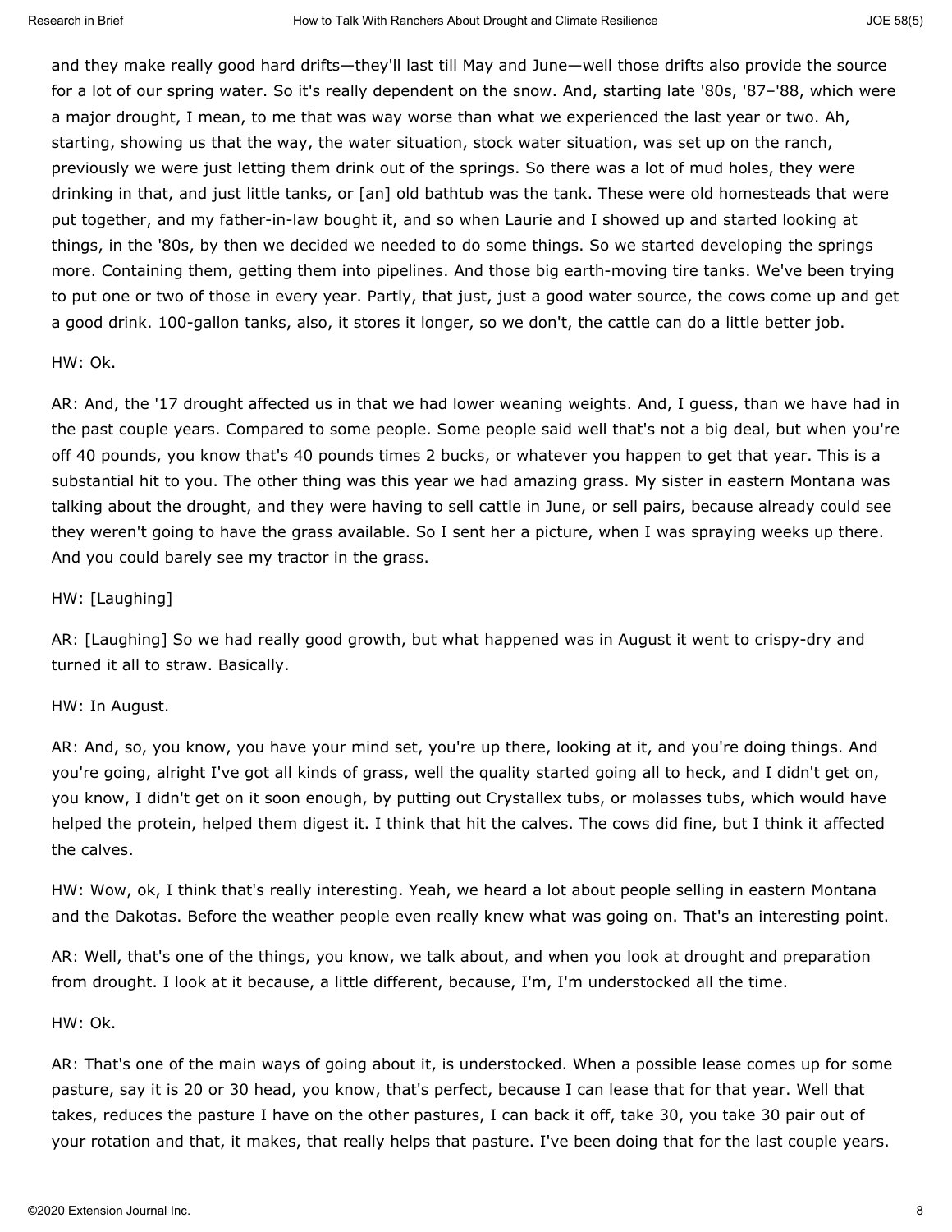and they make really good hard drifts—they'll last till May and June—well those drifts also provide the source for a lot of our spring water. So it's really dependent on the snow. And, starting late '80s, '87–'88, which were a major drought, I mean, to me that was way worse than what we experienced the last year or two. Ah, starting, showing us that the way, the water situation, stock water situation, was set up on the ranch, previously we were just letting them drink out of the springs. So there was a lot of mud holes, they were drinking in that, and just little tanks, or [an] old bathtub was the tank. These were old homesteads that were put together, and my father-in-law bought it, and so when Laurie and I showed up and started looking at things, in the '80s, by then we decided we needed to do some things. So we started developing the springs more. Containing them, getting them into pipelines. And those big earth-moving tire tanks. We've been trying to put one or two of those in every year. Partly, that just, just a good water source, the cows come up and get a good drink. 100-gallon tanks, also, it stores it longer, so we don't, the cattle can do a little better job.

HW: Ok.

AR: And, the '17 drought affected us in that we had lower weaning weights. And, I guess, than we have had in the past couple years. Compared to some people. Some people said well that's not a big deal, but when you're off 40 pounds, you know that's 40 pounds times 2 bucks, or whatever you happen to get that year. This is a substantial hit to you. The other thing was this year we had amazing grass. My sister in eastern Montana was talking about the drought, and they were having to sell cattle in June, or sell pairs, because already could see they weren't going to have the grass available. So I sent her a picture, when I was spraying weeks up there. And you could barely see my tractor in the grass.

HW: [Laughing]

AR: [Laughing] So we had really good growth, but what happened was in August it went to crispy-dry and turned it all to straw. Basically.

HW: In August.

AR: And, so, you know, you have your mind set, you're up there, looking at it, and you're doing things. And you're going, alright I've got all kinds of grass, well the quality started going all to heck, and I didn't get on, you know, I didn't get on it soon enough, by putting out Crystallex tubs, or molasses tubs, which would have helped the protein, helped them digest it. I think that hit the calves. The cows did fine, but I think it affected the calves.

HW: Wow, ok, I think that's really interesting. Yeah, we heard a lot about people selling in eastern Montana and the Dakotas. Before the weather people even really knew what was going on. That's an interesting point.

AR: Well, that's one of the things, you know, we talk about, and when you look at drought and preparation from drought. I look at it because, a little different, because, I'm, I'm understocked all the time.

HW: Ok.

AR: That's one of the main ways of going about it, is understocked. When a possible lease comes up for some pasture, say it is 20 or 30 head, you know, that's perfect, because I can lease that for that year. Well that takes, reduces the pasture I have on the other pastures, I can back it off, take 30, you take 30 pair out of your rotation and that, it makes, that really helps that pasture. I've been doing that for the last couple years.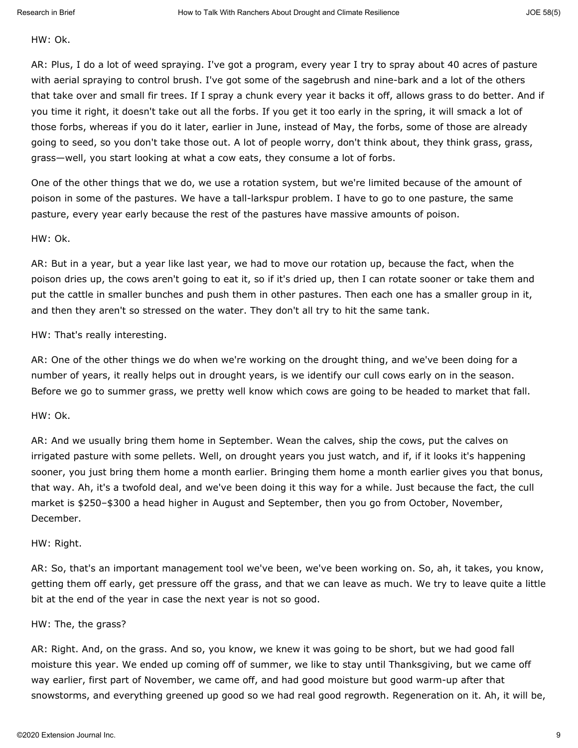HW: Ok.

AR: Plus, I do a lot of weed spraying. I've got a program, every year I try to spray about 40 acres of pasture with aerial spraying to control brush. I've got some of the sagebrush and nine-bark and a lot of the others that take over and small fir trees. If I spray a chunk every year it backs it off, allows grass to do better. And if you time it right, it doesn't take out all the forbs. If you get it too early in the spring, it will smack a lot of those forbs, whereas if you do it later, earlier in June, instead of May, the forbs, some of those are already going to seed, so you don't take those out. A lot of people worry, don't think about, they think grass, grass, grass—well, you start looking at what a cow eats, they consume a lot of forbs.

One of the other things that we do, we use a rotation system, but we're limited because of the amount of poison in some of the pastures. We have a tall-larkspur problem. I have to go to one pasture, the same pasture, every year early because the rest of the pastures have massive amounts of poison.

HW: Ok.

AR: But in a year, but a year like last year, we had to move our rotation up, because the fact, when the poison dries up, the cows aren't going to eat it, so if it's dried up, then I can rotate sooner or take them and put the cattle in smaller bunches and push them in other pastures. Then each one has a smaller group in it, and then they aren't so stressed on the water. They don't all try to hit the same tank.

HW: That's really interesting.

AR: One of the other things we do when we're working on the drought thing, and we've been doing for a number of years, it really helps out in drought years, is we identify our cull cows early on in the season. Before we go to summer grass, we pretty well know which cows are going to be headed to market that fall.

HW: Ok.

AR: And we usually bring them home in September. Wean the calves, ship the cows, put the calves on irrigated pasture with some pellets. Well, on drought years you just watch, and if, if it looks it's happening sooner, you just bring them home a month earlier. Bringing them home a month earlier gives you that bonus, that way. Ah, it's a twofold deal, and we've been doing it this way for a while. Just because the fact, the cull market is $250–$300 a head higher in August and September, then you go from October, November, December.

HW: Right.

AR: So, that's an important management tool we've been, we've been working on. So, ah, it takes, you know, getting them off early, get pressure off the grass, and that we can leave as much. We try to leave quite a little bit at the end of the year in case the next year is not so good.

HW: The, the grass?

AR: Right. And, on the grass. And so, you know, we knew it was going to be short, but we had good fall moisture this year. We ended up coming off of summer, we like to stay until Thanksgiving, but we came off way earlier, first part of November, we came off, and had good moisture but good warm-up after that snowstorms, and everything greened up good so we had real good regrowth. Regeneration on it. Ah, it will be,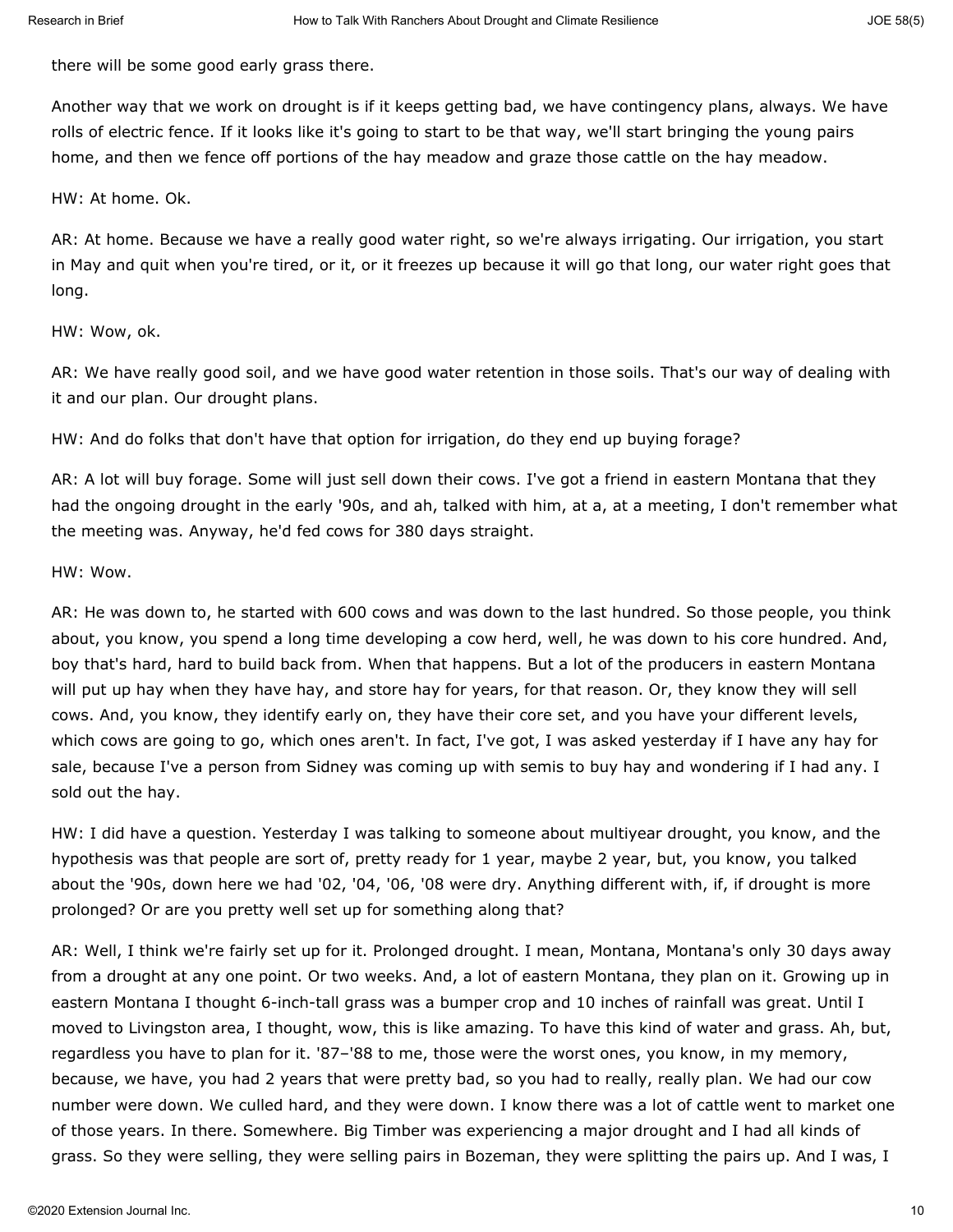there will be some good early grass there.

Another way that we work on drought is if it keeps getting bad, we have contingency plans, always. We have rolls of electric fence. If it looks like it's going to start to be that way, we'll start bringing the young pairs home, and then we fence off portions of the hay meadow and graze those cattle on the hay meadow.

HW: At home. Ok.

AR: At home. Because we have a really good water right, so we're always irrigating. Our irrigation, you start in May and quit when you're tired, or it, or it freezes up because it will go that long, our water right goes that long.

HW: Wow, ok.

AR: We have really good soil, and we have good water retention in those soils. That's our way of dealing with it and our plan. Our drought plans.

HW: And do folks that don't have that option for irrigation, do they end up buying forage?

AR: A lot will buy forage. Some will just sell down their cows. I've got a friend in eastern Montana that they had the ongoing drought in the early '90s, and ah, talked with him, at a, at a meeting, I don't remember what the meeting was. Anyway, he'd fed cows for 380 days straight.

HW: Wow.

AR: He was down to, he started with 600 cows and was down to the last hundred. So those people, you think about, you know, you spend a long time developing a cow herd, well, he was down to his core hundred. And, boy that's hard, hard to build back from. When that happens. But a lot of the producers in eastern Montana will put up hay when they have hay, and store hay for years, for that reason. Or, they know they will sell cows. And, you know, they identify early on, they have their core set, and you have your different levels, which cows are going to go, which ones aren't. In fact, I've got, I was asked yesterday if I have any hay for sale, because I've a person from Sidney was coming up with semis to buy hay and wondering if I had any. I sold out the hay.

HW: I did have a question. Yesterday I was talking to someone about multiyear drought, you know, and the hypothesis was that people are sort of, pretty ready for 1 year, maybe 2 year, but, you know, you talked about the '90s, down here we had '02, '04, '06, '08 were dry. Anything different with, if, if drought is more prolonged? Or are you pretty well set up for something along that?

AR: Well, I think we're fairly set up for it. Prolonged drought. I mean, Montana, Montana's only 30 days away from a drought at any one point. Or two weeks. And, a lot of eastern Montana, they plan on it. Growing up in eastern Montana I thought 6-inch-tall grass was a bumper crop and 10 inches of rainfall was great. Until I moved to Livingston area, I thought, wow, this is like amazing. To have this kind of water and grass. Ah, but, regardless you have to plan for it. '87–'88 to me, those were the worst ones, you know, in my memory, because, we have, you had 2 years that were pretty bad, so you had to really, really plan. We had our cow number were down. We culled hard, and they were down. I know there was a lot of cattle went to market one of those years. In there. Somewhere. Big Timber was experiencing a major drought and I had all kinds of grass. So they were selling, they were selling pairs in Bozeman, they were splitting the pairs up. And I was, I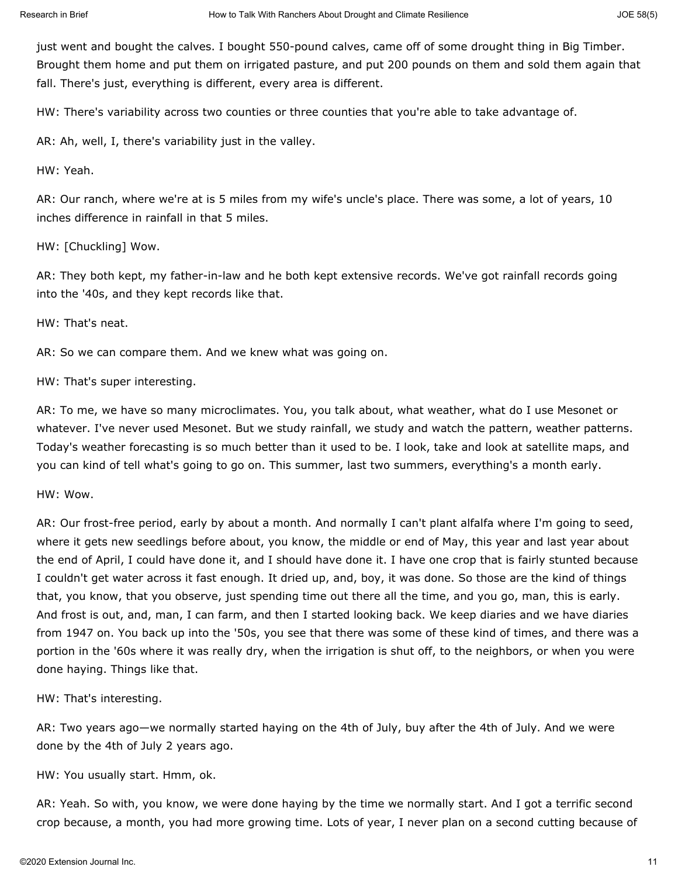just went and bought the calves. I bought 550-pound calves, came off of some drought thing in Big Timber. Brought them home and put them on irrigated pasture, and put 200 pounds on them and sold them again that fall. There's just, everything is different, every area is different.

HW: There's variability across two counties or three counties that you're able to take advantage of.

AR: Ah, well, I, there's variability just in the valley.

HW: Yeah.

AR: Our ranch, where we're at is 5 miles from my wife's uncle's place. There was some, a lot of years, 10 inches difference in rainfall in that 5 miles.

HW: [Chuckling] Wow.

AR: They both kept, my father-in-law and he both kept extensive records. We've got rainfall records going into the '40s, and they kept records like that.

HW: That's neat.

AR: So we can compare them. And we knew what was going on.

HW: That's super interesting.

AR: To me, we have so many microclimates. You, you talk about, what weather, what do I use Mesonet or whatever. I've never used Mesonet. But we study rainfall, we study and watch the pattern, weather patterns. Today's weather forecasting is so much better than it used to be. I look, take and look at satellite maps, and you can kind of tell what's going to go on. This summer, last two summers, everything's a month early.

HW: Wow.

AR: Our frost-free period, early by about a month. And normally I can't plant alfalfa where I'm going to seed, where it gets new seedlings before about, you know, the middle or end of May, this year and last year about the end of April, I could have done it, and I should have done it. I have one crop that is fairly stunted because I couldn't get water across it fast enough. It dried up, and, boy, it was done. So those are the kind of things that, you know, that you observe, just spending time out there all the time, and you go, man, this is early. And frost is out, and, man, I can farm, and then I started looking back. We keep diaries and we have diaries from 1947 on. You back up into the '50s, you see that there was some of these kind of times, and there was a portion in the '60s where it was really dry, when the irrigation is shut off, to the neighbors, or when you were done haying. Things like that.

HW: That's interesting.

AR: Two years ago—we normally started haying on the 4th of July, buy after the 4th of July. And we were done by the 4th of July 2 years ago.

HW: You usually start. Hmm, ok.

AR: Yeah. So with, you know, we were done haying by the time we normally start. And I got a terrific second crop because, a month, you had more growing time. Lots of year, I never plan on a second cutting because of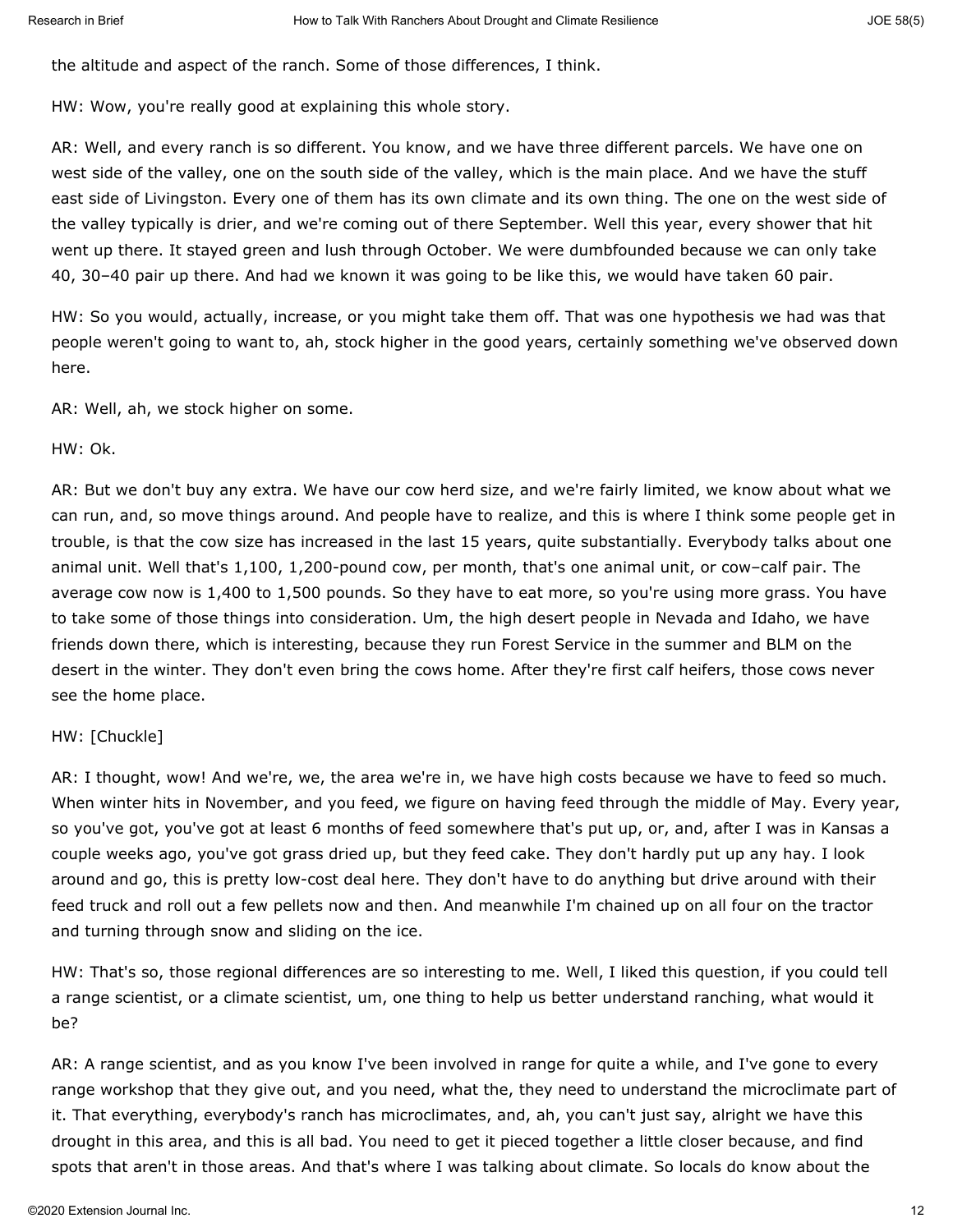the altitude and aspect of the ranch. Some of those differences, I think.

HW: Wow, you're really good at explaining this whole story.

AR: Well, and every ranch is so different. You know, and we have three different parcels. We have one on west side of the valley, one on the south side of the valley, which is the main place. And we have the stuff east side of Livingston. Every one of them has its own climate and its own thing. The one on the west side of the valley typically is drier, and we're coming out of there September. Well this year, every shower that hit went up there. It stayed green and lush through October. We were dumbfounded because we can only take 40, 30–40 pair up there. And had we known it was going to be like this, we would have taken 60 pair.

HW: So you would, actually, increase, or you might take them off. That was one hypothesis we had was that people weren't going to want to, ah, stock higher in the good years, certainly something we've observed down here.

AR: Well, ah, we stock higher on some.

HW: Ok.

AR: But we don't buy any extra. We have our cow herd size, and we're fairly limited, we know about what we can run, and, so move things around. And people have to realize, and this is where I think some people get in trouble, is that the cow size has increased in the last 15 years, quite substantially. Everybody talks about one animal unit. Well that's 1,100, 1,200-pound cow, per month, that's one animal unit, or cow–calf pair. The average cow now is 1,400 to 1,500 pounds. So they have to eat more, so you're using more grass. You have to take some of those things into consideration. Um, the high desert people in Nevada and Idaho, we have friends down there, which is interesting, because they run Forest Service in the summer and BLM on the desert in the winter. They don't even bring the cows home. After they're first calf heifers, those cows never see the home place.

HW: [Chuckle]

AR: I thought, wow! And we're, we, the area we're in, we have high costs because we have to feed so much. When winter hits in November, and you feed, we figure on having feed through the middle of May. Every year, so you've got, you've got at least 6 months of feed somewhere that's put up, or, and, after I was in Kansas a couple weeks ago, you've got grass dried up, but they feed cake. They don't hardly put up any hay. I look around and go, this is pretty low-cost deal here. They don't have to do anything but drive around with their feed truck and roll out a few pellets now and then. And meanwhile I'm chained up on all four on the tractor and turning through snow and sliding on the ice.

HW: That's so, those regional differences are so interesting to me. Well, I liked this question, if you could tell a range scientist, or a climate scientist, um, one thing to help us better understand ranching, what would it be?

AR: A range scientist, and as you know I've been involved in range for quite a while, and I've gone to every range workshop that they give out, and you need, what the, they need to understand the microclimate part of it. That everything, everybody's ranch has microclimates, and, ah, you can't just say, alright we have this drought in this area, and this is all bad. You need to get it pieced together a little closer because, and find spots that aren't in those areas. And that's where I was talking about climate. So locals do know about the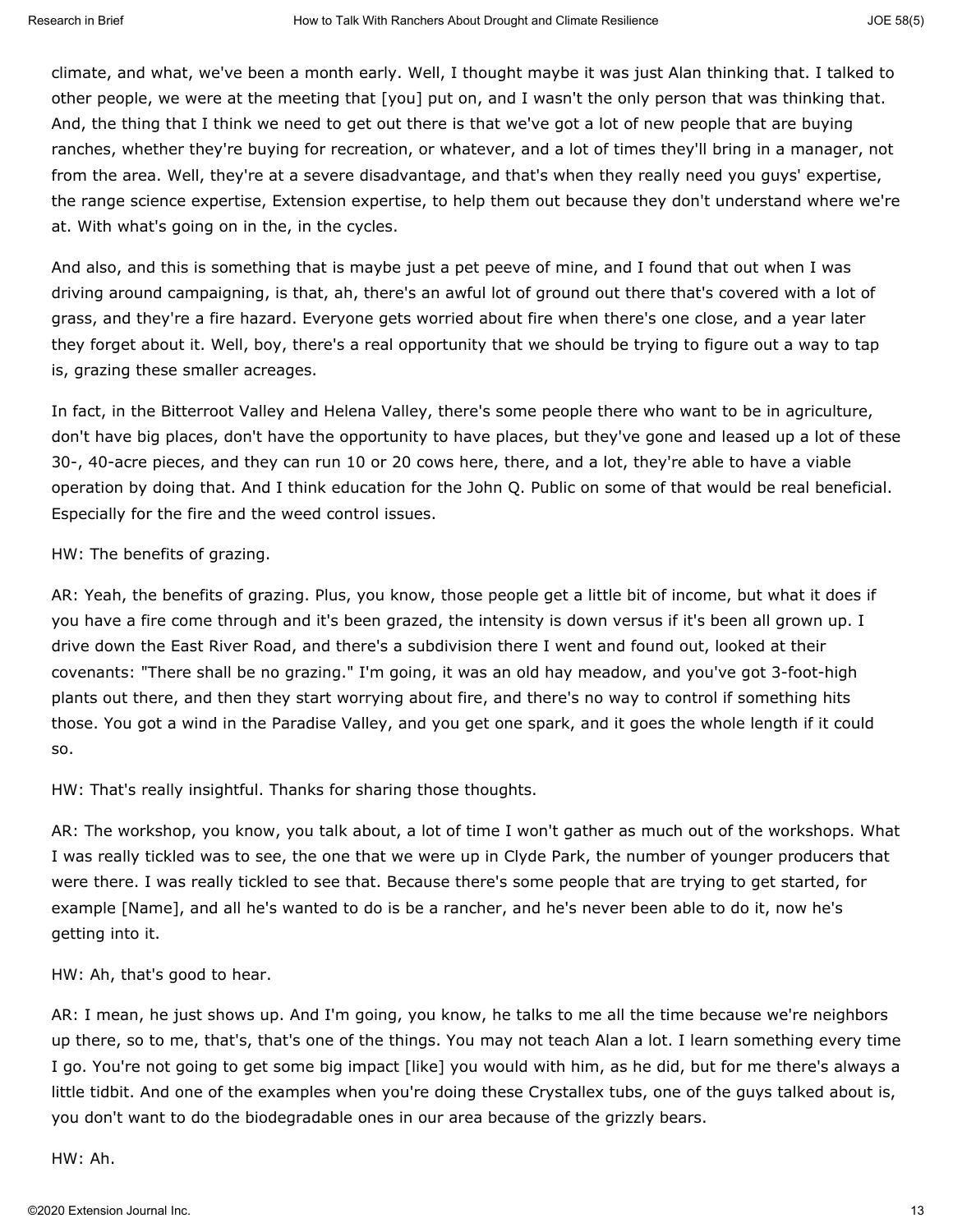climate, and what, we've been a month early. Well, I thought maybe it was just Alan thinking that. I talked to other people, we were at the meeting that [you] put on, and I wasn't the only person that was thinking that. And, the thing that I think we need to get out there is that we've got a lot of new people that are buying ranches, whether they're buying for recreation, or whatever, and a lot of times they'll bring in a manager, not from the area. Well, they're at a severe disadvantage, and that's when they really need you guys' expertise, the range science expertise, Extension expertise, to help them out because they don't understand where we're at. With what's going on in the, in the cycles.

And also, and this is something that is maybe just a pet peeve of mine, and I found that out when I was driving around campaigning, is that, ah, there's an awful lot of ground out there that's covered with a lot of grass, and they're a fire hazard. Everyone gets worried about fire when there's one close, and a year later they forget about it. Well, boy, there's a real opportunity that we should be trying to figure out a way to tap is, grazing these smaller acreages.

In fact, in the Bitterroot Valley and Helena Valley, there's some people there who want to be in agriculture, don't have big places, don't have the opportunity to have places, but they've gone and leased up a lot of these 30-, 40-acre pieces, and they can run 10 or 20 cows here, there, and a lot, they're able to have a viable operation by doing that. And I think education for the John Q. Public on some of that would be real beneficial. Especially for the fire and the weed control issues.

HW: The benefits of grazing.

AR: Yeah, the benefits of grazing. Plus, you know, those people get a little bit of income, but what it does if you have a fire come through and it's been grazed, the intensity is down versus if it's been all grown up. I drive down the East River Road, and there's a subdivision there I went and found out, looked at their covenants: "There shall be no grazing." I'm going, it was an old hay meadow, and you've got 3-foot-high plants out there, and then they start worrying about fire, and there's no way to control if something hits those. You got a wind in the Paradise Valley, and you get one spark, and it goes the whole length if it could so.

HW: That's really insightful. Thanks for sharing those thoughts.

AR: The workshop, you know, you talk about, a lot of time I won't gather as much out of the workshops. What I was really tickled was to see, the one that we were up in Clyde Park, the number of younger producers that were there. I was really tickled to see that. Because there's some people that are trying to get started, for example [Name], and all he's wanted to do is be a rancher, and he's never been able to do it, now he's getting into it.

HW: Ah, that's good to hear.

AR: I mean, he just shows up. And I'm going, you know, he talks to me all the time because we're neighbors up there, so to me, that's, that's one of the things. You may not teach Alan a lot. I learn something every time I go. You're not going to get some big impact [like] you would with him, as he did, but for me there's always a little tidbit. And one of the examples when you're doing these Crystallex tubs, one of the guys talked about is, you don't want to do the biodegradable ones in our area because of the grizzly bears.

HW: Ah.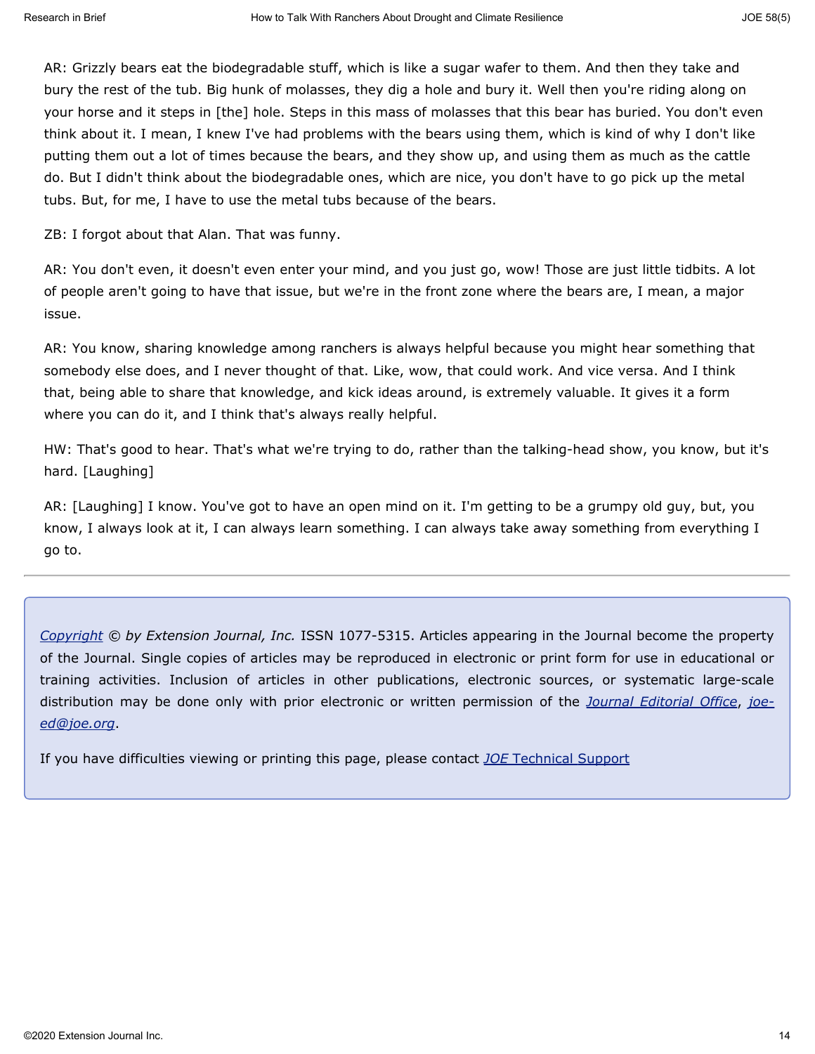AR: Grizzly bears eat the biodegradable stuff, which is like a sugar wafer to them. And then they take and bury the rest of the tub. Big hunk of molasses, they dig a hole and bury it. Well then you're riding along on your horse and it steps in [the] hole. Steps in this mass of molasses that this bear has buried. You don't even think about it. I mean, I knew I've had problems with the bears using them, which is kind of why I don't like putting them out a lot of times because the bears, and they show up, and using them as much as the cattle do. But I didn't think about the biodegradable ones, which are nice, you don't have to go pick up the metal tubs. But, for me, I have to use the metal tubs because of the bears.

ZB: I forgot about that Alan. That was funny.

AR: You don't even, it doesn't even enter your mind, and you just go, wow! Those are just little tidbits. A lot of people aren't going to have that issue, but we're in the front zone where the bears are, I mean, a major issue.

AR: You know, sharing knowledge among ranchers is always helpful because you might hear something that somebody else does, and I never thought of that. Like, wow, that could work. And vice versa. And I think that, being able to share that knowledge, and kick ideas around, is extremely valuable. It gives it a form where you can do it, and I think that's always really helpful.

HW: That's good to hear. That's what we're trying to do, rather than the talking-head show, you know, but it's hard. [Laughing]

AR: [Laughing] I know. You've got to have an open mind on it. I'm getting to be a grumpy old guy, but, you know, I always look at it, I can always learn something. I can always take away something from everything I go to.

---

[Copyright](#) © *by Extension Journal, Inc.* ISSN 1077-5315. Articles appearing in the Journal become the property of the Journal. Single copies of articles may be reproduced in electronic or print form for use in educational or training activities. Inclusion of articles in other publications, electronic sources, or systematic large-scale distribution may be done only with prior electronic or written permission of the *[Journal Editorial Office](#)*, *[joe-ed@joe.org](mailto:joe-ed@joe.org)*.

If you have difficulties viewing or printing this page, please contact [*JOE* Technical Support](#)